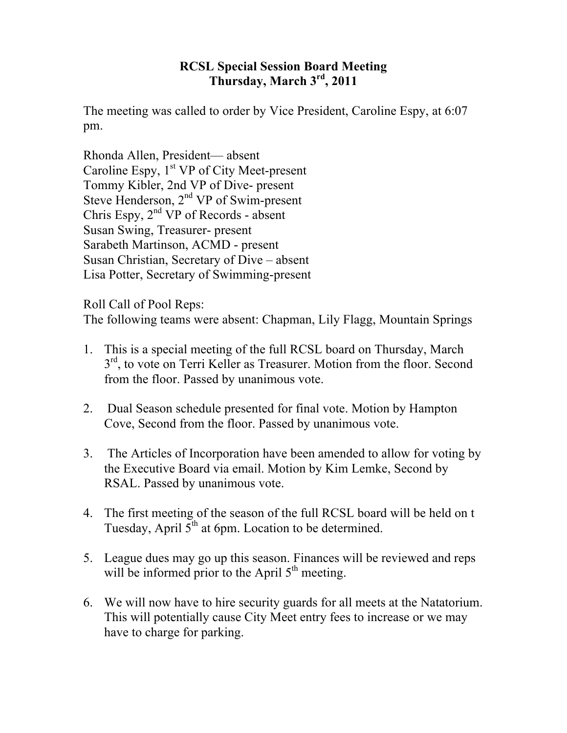# RCSL Special Session Board Meeting
## Thursday, March 3rd, 2011

The meeting was called to order by Vice President, Caroline Espy, at 6:07 pm.

Rhonda Allen, President— absent
Caroline Espy, 1st VP of City Meet-present
Tommy Kibler, 2nd VP of Dive- present
Steve Henderson, 2nd VP of Swim-present
Chris Espy, 2nd VP of Records - absent
Susan Swing, Treasurer- present
Sarabeth Martinson, ACMD - present
Susan Christian, Secretary of Dive – absent
Lisa Potter, Secretary of Swimming-present

Roll Call of Pool Reps:
The following teams were absent: Chapman, Lily Flagg, Mountain Springs

1. This is a special meeting of the full RCSL board on Thursday, March 3rd, to vote on Terri Keller as Treasurer. Motion from the floor. Second from the floor. Passed by unanimous vote.

2. Dual Season schedule presented for final vote. Motion by Hampton Cove, Second from the floor. Passed by unanimous vote.

3. The Articles of Incorporation have been amended to allow for voting by the Executive Board via email. Motion by Kim Lemke, Second by RSAL. Passed by unanimous vote.

4. The first meeting of the season of the full RCSL board will be held on t Tuesday, April 5th at 6pm. Location to be determined.

5. League dues may go up this season. Finances will be reviewed and reps will be informed prior to the April 5th meeting.

6. We will now have to hire security guards for all meets at the Natatorium. This will potentially cause City Meet entry fees to increase or we may have to charge for parking.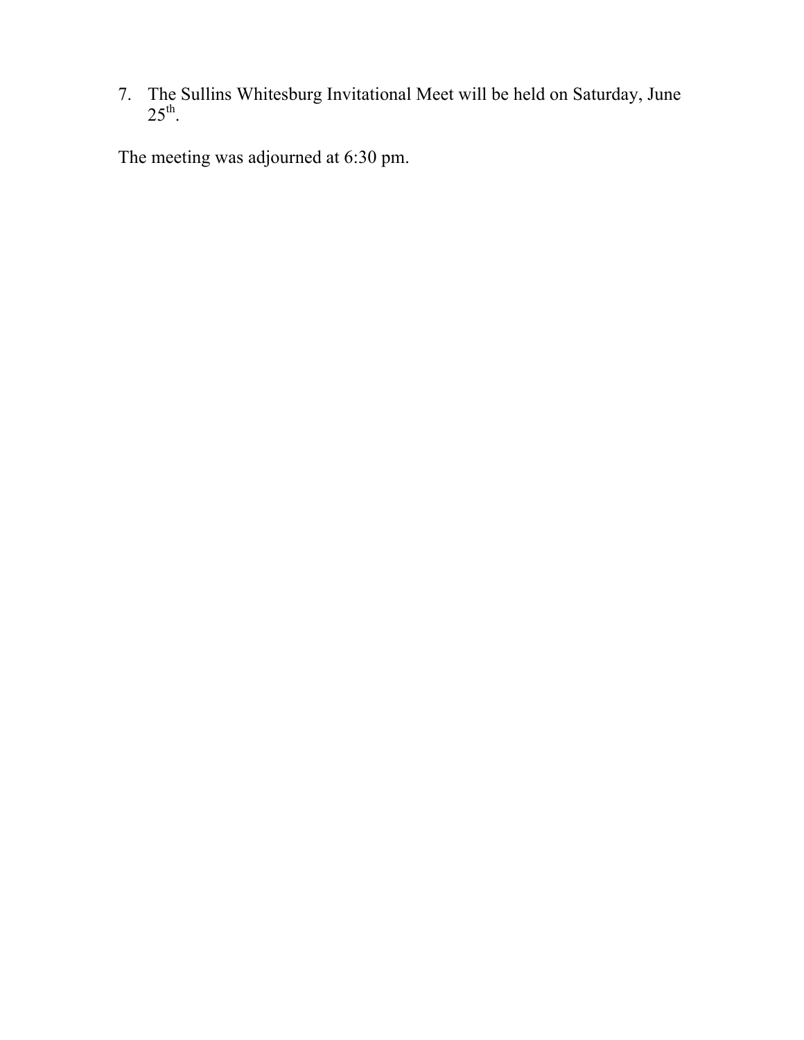7. The Sullins Whitesburg Invitational Meet will be held on Saturday, June 25th.

The meeting was adjourned at 6:30 pm.